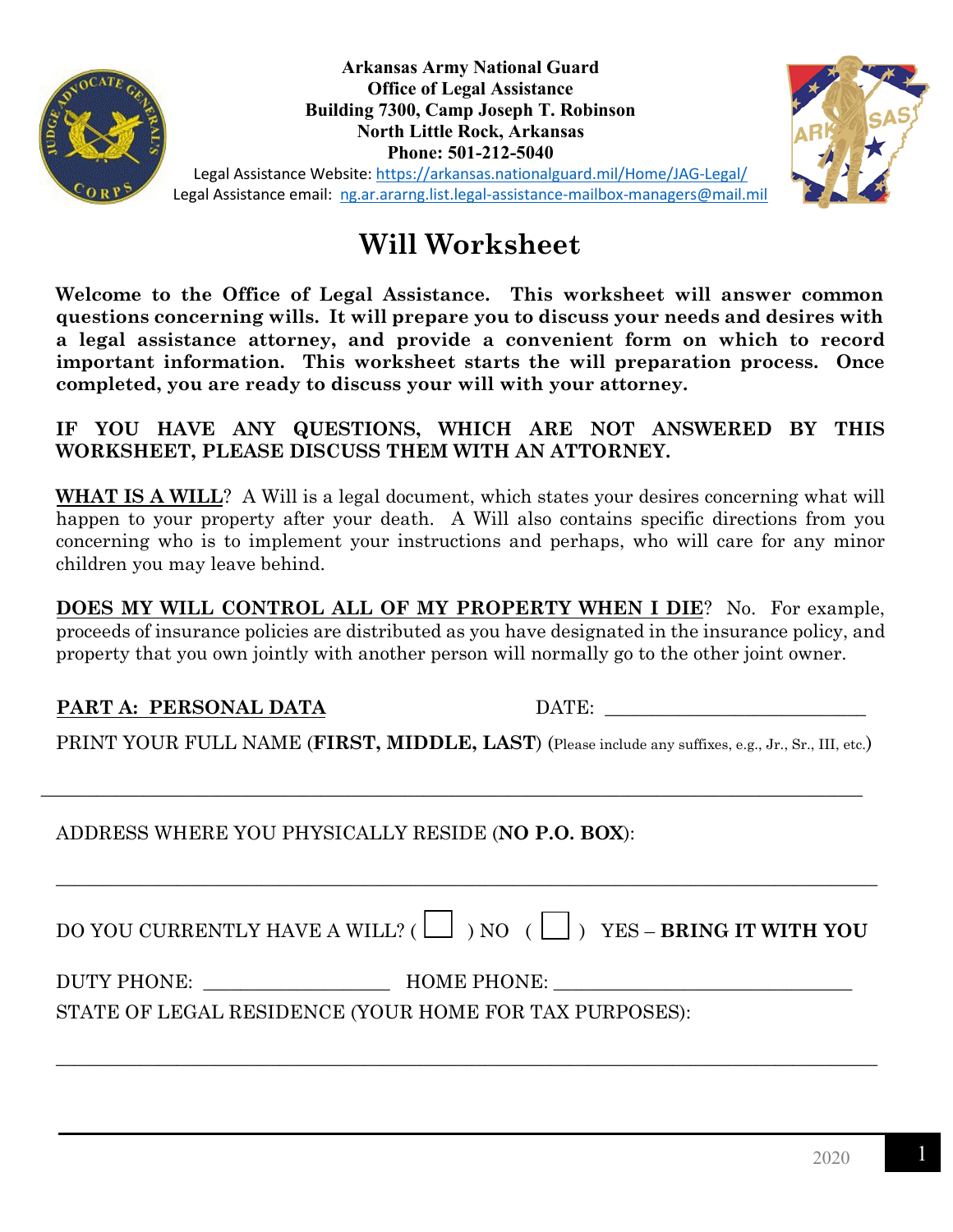**Arkansas Army National Guard**
**Office of Legal Assistance**
**Building 7300, Camp Joseph T. Robinson**
**North Little Rock, Arkansas**
**Phone: 501-212-5040**

Legal Assistance Website: https://arkansas.nationalguard.mil/Home/JAG-Legal/
Legal Assistance email: ng.ar.ararng.list.legal-assistance-mailbox-managers@mail.mil

# Will Worksheet

**Welcome to the Office of Legal Assistance. This worksheet will answer common questions concerning wills. It will prepare you to discuss your needs and desires with a legal assistance attorney, and provide a convenient form on which to record important information. This worksheet starts the will preparation process. Once completed, you are ready to discuss your will with your attorney.**

**IF YOU HAVE ANY QUESTIONS, WHICH ARE NOT ANSWERED BY THIS WORKSHEET, PLEASE DISCUSS THEM WITH AN ATTORNEY.**

**WHAT IS A WILL**? A Will is a legal document, which states your desires concerning what will happen to your property after your death. A Will also contains specific directions from you concerning who is to implement your instructions and perhaps, who will care for any minor children you may leave behind.

**DOES MY WILL CONTROL ALL OF MY PROPERTY WHEN I DIE**? No. For example, proceeds of insurance policies are distributed as you have designated in the insurance policy, and property that you own jointly with another person will normally go to the other joint owner.

**PART A: PERSONAL DATA** DATE: ___________________________

PRINT YOUR FULL NAME (**FIRST, MIDDLE, LAST**) (Please include any suffixes, e.g., Jr., Sr., III, etc.)

_______________________________________________________________________________

ADDRESS WHERE YOU PHYSICALLY RESIDE (**NO P.O. BOX**):

_______________________________________________________________________________

DO YOU CURRENTLY HAVE A WILL? ( ☐ ) NO ( ☐ ) YES – **BRING IT WITH YOU**

DUTY PHONE: ___________________ HOME PHONE: ______________________________

STATE OF LEGAL RESIDENCE (YOUR HOME FOR TAX PURPOSES):

_______________________________________________________________________________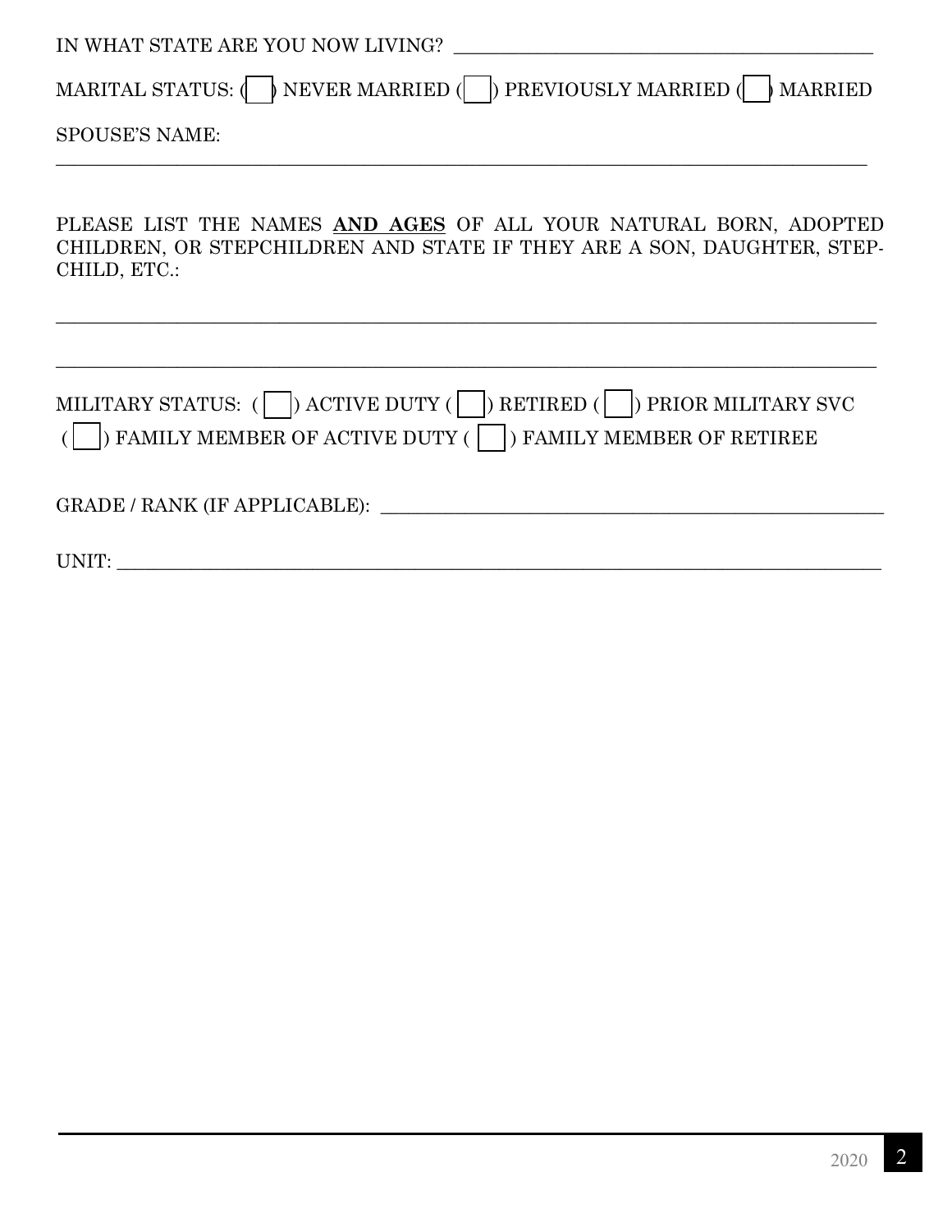IN WHAT STATE ARE YOU NOW LIVING? ___________________________________________

MARITAL STATUS: ( ) NEVER MARRIED ( ) PREVIOUSLY MARRIED ( ) MARRIED

SPOUSE'S NAME:
_____________________________________________________________________________________

PLEASE LIST THE NAMES **AND AGES** OF ALL YOUR NATURAL BORN, ADOPTED CHILDREN, OR STEPCHILDREN AND STATE IF THEY ARE A SON, DAUGHTER, STEP-CHILD, ETC.:

_____________________________________________________________________________________

_____________________________________________________________________________________

MILITARY STATUS: ( ) ACTIVE DUTY ( ) RETIRED ( ) PRIOR MILITARY SVC
( ) FAMILY MEMBER OF ACTIVE DUTY ( ) FAMILY MEMBER OF RETIREE

GRADE / RANK (IF APPLICABLE): ____________________________________________________

UNIT: ______________________________________________________________________________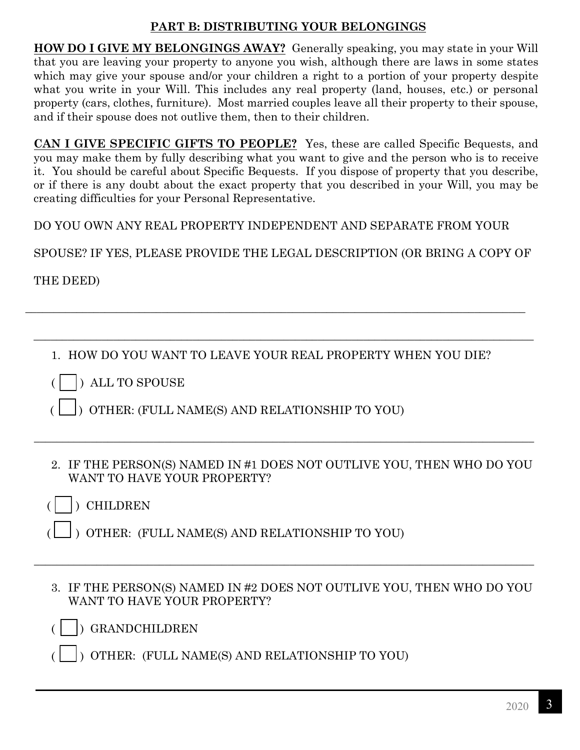## PART B: DISTRIBUTING YOUR BELONGINGS

**HOW DO I GIVE MY BELONGINGS AWAY?** Generally speaking, you may state in your Will that you are leaving your property to anyone you wish, although there are laws in some states which may give your spouse and/or your children a right to a portion of your property despite what you write in your Will. This includes any real property (land, houses, etc.) or personal property (cars, clothes, furniture). Most married couples leave all their property to their spouse, and if their spouse does not outlive them, then to their children.

**CAN I GIVE SPECIFIC GIFTS TO PEOPLE?** Yes, these are called Specific Bequests, and you may make them by fully describing what you want to give and the person who is to receive it. You should be careful about Specific Bequests. If you dispose of property that you describe, or if there is any doubt about the exact property that you described in your Will, you may be creating difficulties for your Personal Representative.

DO YOU OWN ANY REAL PROPERTY INDEPENDENT AND SEPARATE FROM YOUR SPOUSE? IF YES, PLEASE PROVIDE THE LEGAL DESCRIPTION (OR BRING A COPY OF THE DEED)

_______________________________________________________________________________

_______________________________________________________________________________

1. HOW DO YOU WANT TO LEAVE YOUR REAL PROPERTY WHEN YOU DIE?

( ☐ ) ALL TO SPOUSE

( ☐ ) OTHER: (FULL NAME(S) AND RELATIONSHIP TO YOU)

_______________________________________________________________________________

2. IF THE PERSON(S) NAMED IN #1 DOES NOT OUTLIVE YOU, THEN WHO DO YOU WANT TO HAVE YOUR PROPERTY?

( ☐ ) CHILDREN

( ☐ ) OTHER: (FULL NAME(S) AND RELATIONSHIP TO YOU)

_______________________________________________________________________________

3. IF THE PERSON(S) NAMED IN #2 DOES NOT OUTLIVE YOU, THEN WHO DO YOU WANT TO HAVE YOUR PROPERTY?

( ☐ ) GRANDCHILDREN

( ☐ ) OTHER: (FULL NAME(S) AND RELATIONSHIP TO YOU)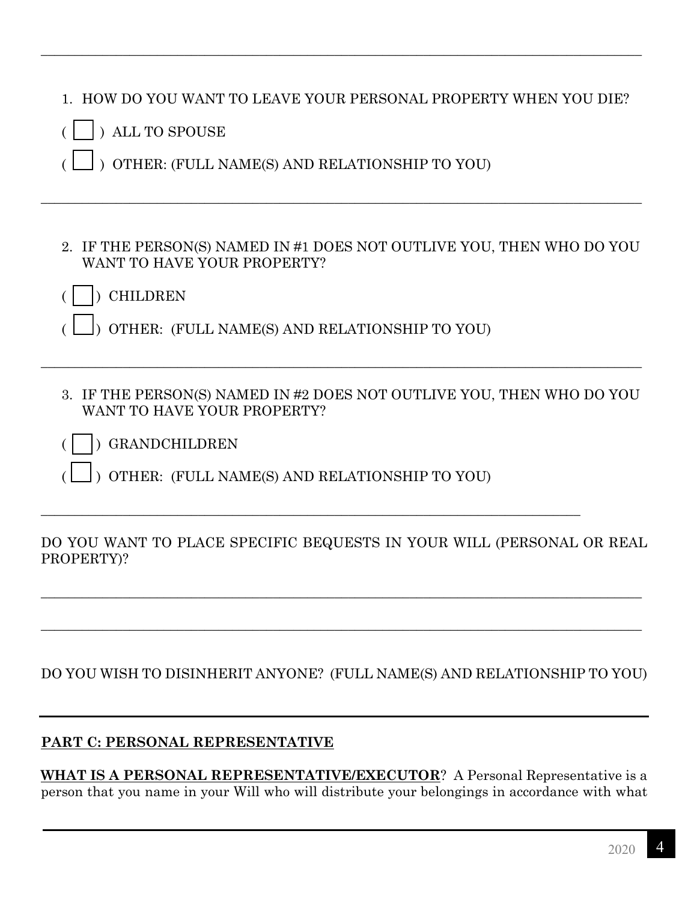1. HOW DO YOU WANT TO LEAVE YOUR PERSONAL PROPERTY WHEN YOU DIE?

( ☐ ) ALL TO SPOUSE

( ☐ ) OTHER: (FULL NAME(S) AND RELATIONSHIP TO YOU)

______________________________________________________________________________

2. IF THE PERSON(S) NAMED IN #1 DOES NOT OUTLIVE YOU, THEN WHO DO YOU WANT TO HAVE YOUR PROPERTY?

( ☐ ) CHILDREN

( ☐ ) OTHER: (FULL NAME(S) AND RELATIONSHIP TO YOU)

______________________________________________________________________________

3. IF THE PERSON(S) NAMED IN #2 DOES NOT OUTLIVE YOU, THEN WHO DO YOU WANT TO HAVE YOUR PROPERTY?

( ☐ ) GRANDCHILDREN

( ☐ ) OTHER: (FULL NAME(S) AND RELATIONSHIP TO YOU)

______________________________________________________________________

DO YOU WANT TO PLACE SPECIFIC BEQUESTS IN YOUR WILL (PERSONAL OR REAL PROPERTY)?

______________________________________________________________________________

______________________________________________________________________________

DO YOU WISH TO DISINHERIT ANYONE? (FULL NAME(S) AND RELATIONSHIP TO YOU)

---

**PART C: PERSONAL REPRESENTATIVE**

**WHAT IS A PERSONAL REPRESENTATIVE/EXECUTOR**? A Personal Representative is a person that you name in your Will who will distribute your belongings in accordance with what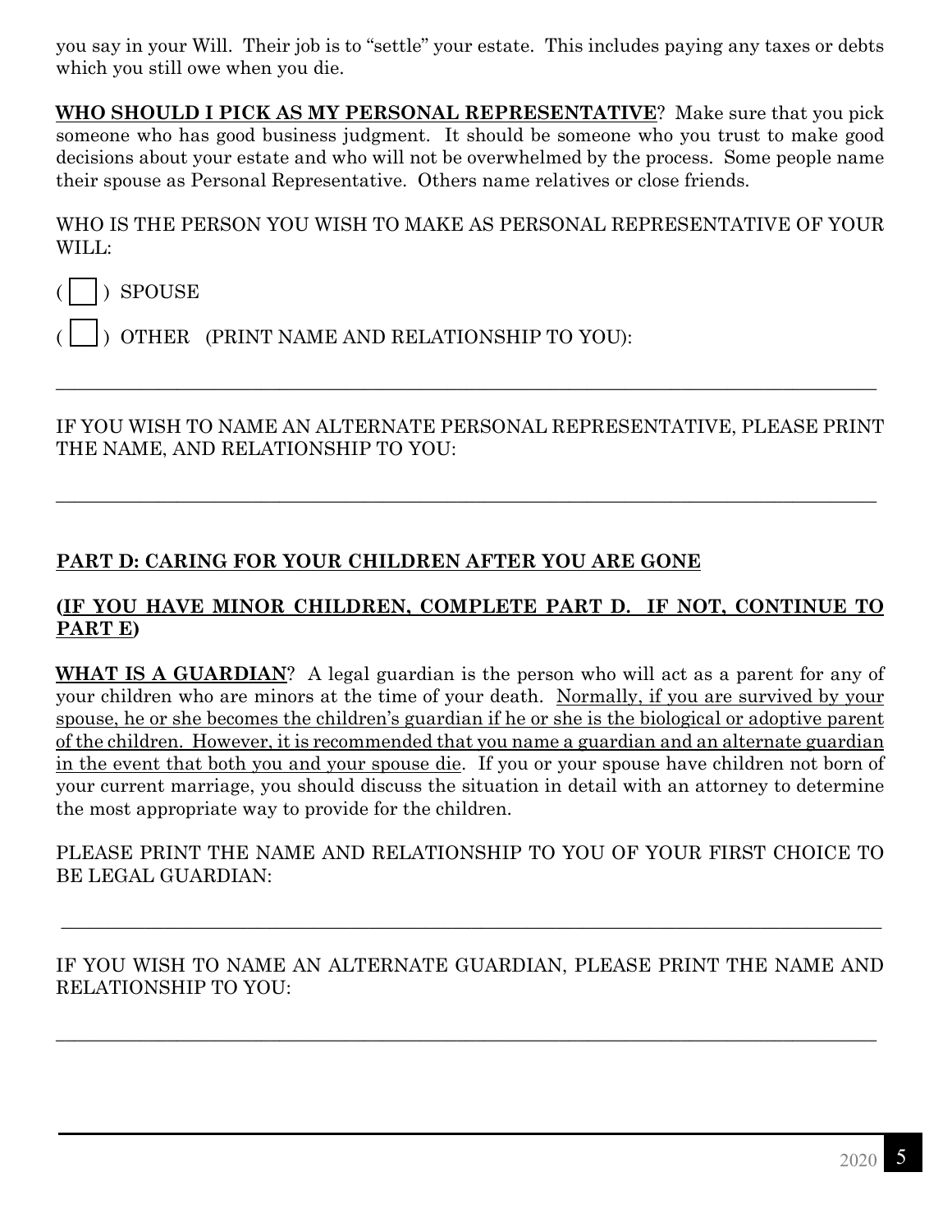you say in your Will. Their job is to "settle" your estate. This includes paying any taxes or debts which you still owe when you die.

**<u>WHO SHOULD I PICK AS MY PERSONAL REPRESENTATIVE</u>**? Make sure that you pick someone who has good business judgment. It should be someone who you trust to make good decisions about your estate and who will not be overwhelmed by the process. Some people name their spouse as Personal Representative. Others name relatives or close friends.

WHO IS THE PERSON YOU WISH TO MAKE AS PERSONAL REPRESENTATIVE OF YOUR WILL:

( ☐ ) SPOUSE

( ☐ ) OTHER (PRINT NAME AND RELATIONSHIP TO YOU):

\_\_\_\_\_\_\_\_\_\_\_\_\_\_\_\_\_\_\_\_\_\_\_\_\_\_\_\_\_\_\_\_\_\_\_\_\_\_\_\_\_\_\_\_\_\_\_\_\_\_\_\_\_\_\_\_\_\_\_\_\_\_\_\_\_\_\_\_\_\_\_\_\_\_\_\_\_\_

IF YOU WISH TO NAME AN ALTERNATE PERSONAL REPRESENTATIVE, PLEASE PRINT THE NAME, AND RELATIONSHIP TO YOU:

\_\_\_\_\_\_\_\_\_\_\_\_\_\_\_\_\_\_\_\_\_\_\_\_\_\_\_\_\_\_\_\_\_\_\_\_\_\_\_\_\_\_\_\_\_\_\_\_\_\_\_\_\_\_\_\_\_\_\_\_\_\_\_\_\_\_\_\_\_\_\_\_\_\_\_\_\_\_

## <u>PART D: CARING FOR YOUR CHILDREN AFTER YOU ARE GONE</u>

**<u>(IF YOU HAVE MINOR CHILDREN, COMPLETE PART D. IF NOT, CONTINUE TO PART E)</u>**

**<u>WHAT IS A GUARDIAN</u>**? A legal guardian is the person who will act as a parent for any of your children who are minors at the time of your death. <u>Normally, if you are survived by your spouse, he or she becomes the children's guardian if he or she is the biological or adoptive parent of the children. However, it is recommended that you name a guardian and an alternate guardian in the event that both you and your spouse die</u>. If you or your spouse have children not born of your current marriage, you should discuss the situation in detail with an attorney to determine the most appropriate way to provide for the children.

PLEASE PRINT THE NAME AND RELATIONSHIP TO YOU OF YOUR FIRST CHOICE TO BE LEGAL GUARDIAN:

\_\_\_\_\_\_\_\_\_\_\_\_\_\_\_\_\_\_\_\_\_\_\_\_\_\_\_\_\_\_\_\_\_\_\_\_\_\_\_\_\_\_\_\_\_\_\_\_\_\_\_\_\_\_\_\_\_\_\_\_\_\_\_\_\_\_\_\_\_\_\_\_\_\_\_\_\_\_

IF YOU WISH TO NAME AN ALTERNATE GUARDIAN, PLEASE PRINT THE NAME AND RELATIONSHIP TO YOU:

\_\_\_\_\_\_\_\_\_\_\_\_\_\_\_\_\_\_\_\_\_\_\_\_\_\_\_\_\_\_\_\_\_\_\_\_\_\_\_\_\_\_\_\_\_\_\_\_\_\_\_\_\_\_\_\_\_\_\_\_\_\_\_\_\_\_\_\_\_\_\_\_\_\_\_\_\_\_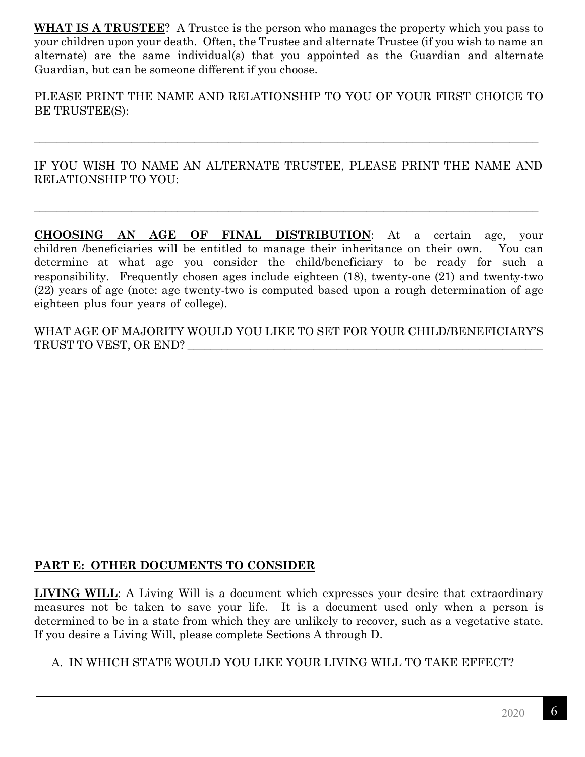**WHAT IS A TRUSTEE**? A Trustee is the person who manages the property which you pass to your children upon your death. Often, the Trustee and alternate Trustee (if you wish to name an alternate) are the same individual(s) that you appointed as the Guardian and alternate Guardian, but can be someone different if you choose.

PLEASE PRINT THE NAME AND RELATIONSHIP TO YOU OF YOUR FIRST CHOICE TO BE TRUSTEE(S):

______________________________________________________________________________

IF YOU WISH TO NAME AN ALTERNATE TRUSTEE, PLEASE PRINT THE NAME AND RELATIONSHIP TO YOU:

______________________________________________________________________________

**CHOOSING AN AGE OF FINAL DISTRIBUTION**: At a certain age, your children /beneficiaries will be entitled to manage their inheritance on their own. You can determine at what age you consider the child/beneficiary to be ready for such a responsibility. Frequently chosen ages include eighteen (18), twenty-one (21) and twenty-two (22) years of age (note: age twenty-two is computed based upon a rough determination of age eighteen plus four years of college).

WHAT AGE OF MAJORITY WOULD YOU LIKE TO SET FOR YOUR CHILD/BENEFICIARY'S TRUST TO VEST, OR END? ______________________________________________

## PART E: OTHER DOCUMENTS TO CONSIDER

**LIVING WILL**: A Living Will is a document which expresses your desire that extraordinary measures not be taken to save your life. It is a document used only when a person is determined to be in a state from which they are unlikely to recover, such as a vegetative state. If you desire a Living Will, please complete Sections A through D.

A. IN WHICH STATE WOULD YOU LIKE YOUR LIVING WILL TO TAKE EFFECT?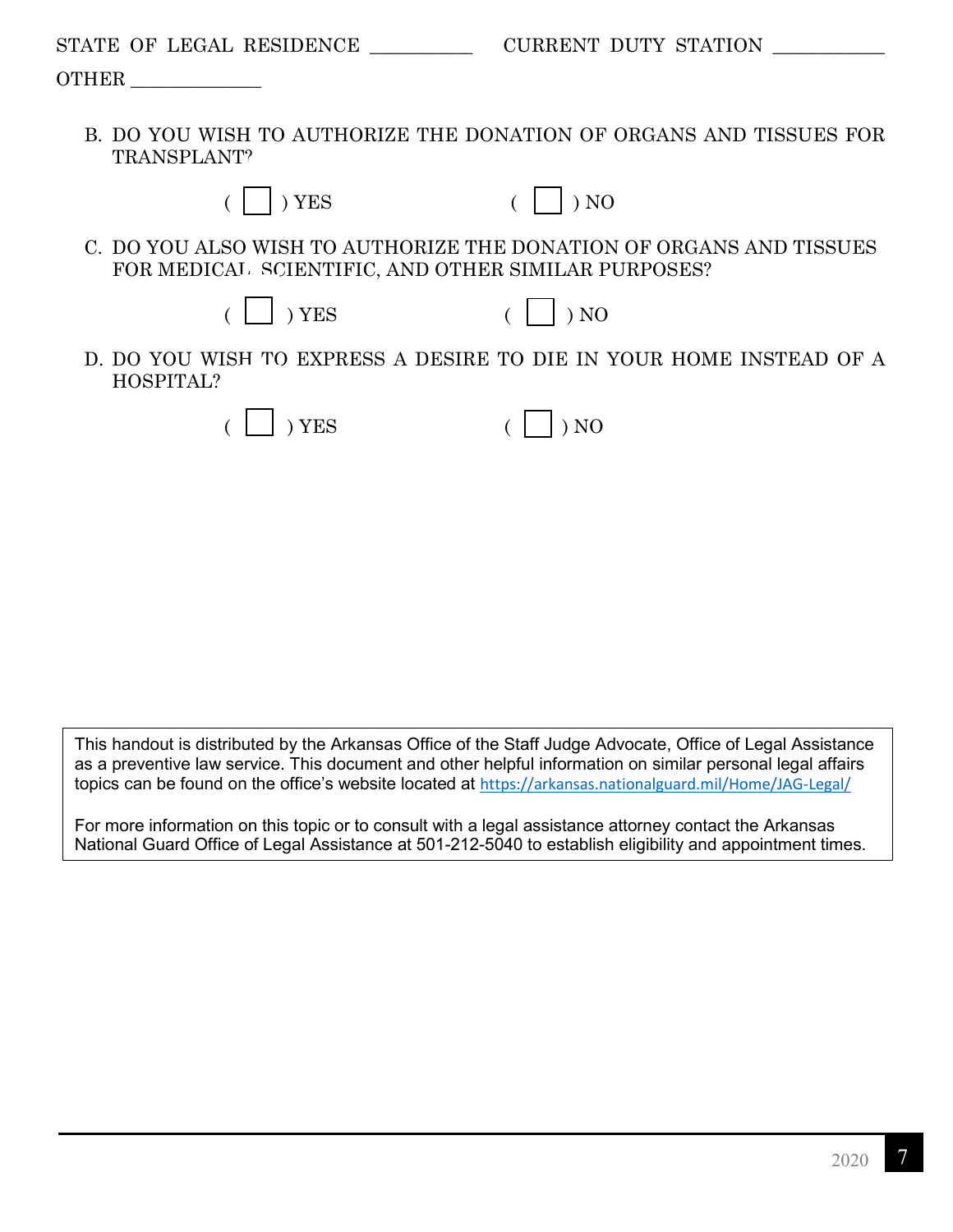STATE OF LEGAL RESIDENCE __________ CURRENT DUTY STATION ___________

OTHER ______________

B. DO YOU WISH TO AUTHORIZE THE DONATION OF ORGANS AND TISSUES FOR TRANSPLANT?

( ☐ ) YES ( ☐ ) NO

C. DO YOU ALSO WISH TO AUTHORIZE THE DONATION OF ORGANS AND TISSUES FOR MEDICAL, SCIENTIFIC, AND OTHER SIMILAR PURPOSES?

( ☐ ) YES ( ☐ ) NO

D. DO YOU WISH TO EXPRESS A DESIRE TO DIE IN YOUR HOME INSTEAD OF A HOSPITAL?

( ☐ ) YES ( ☐ ) NO

This handout is distributed by the Arkansas Office of the Staff Judge Advocate, Office of Legal Assistance as a preventive law service. This document and other helpful information on similar personal legal affairs topics can be found on the office's website located at https://arkansas.nationalguard.mil/Home/JAG-Legal/

For more information on this topic or to consult with a legal assistance attorney contact the Arkansas National Guard Office of Legal Assistance at 501-212-5040 to establish eligibility and appointment times.